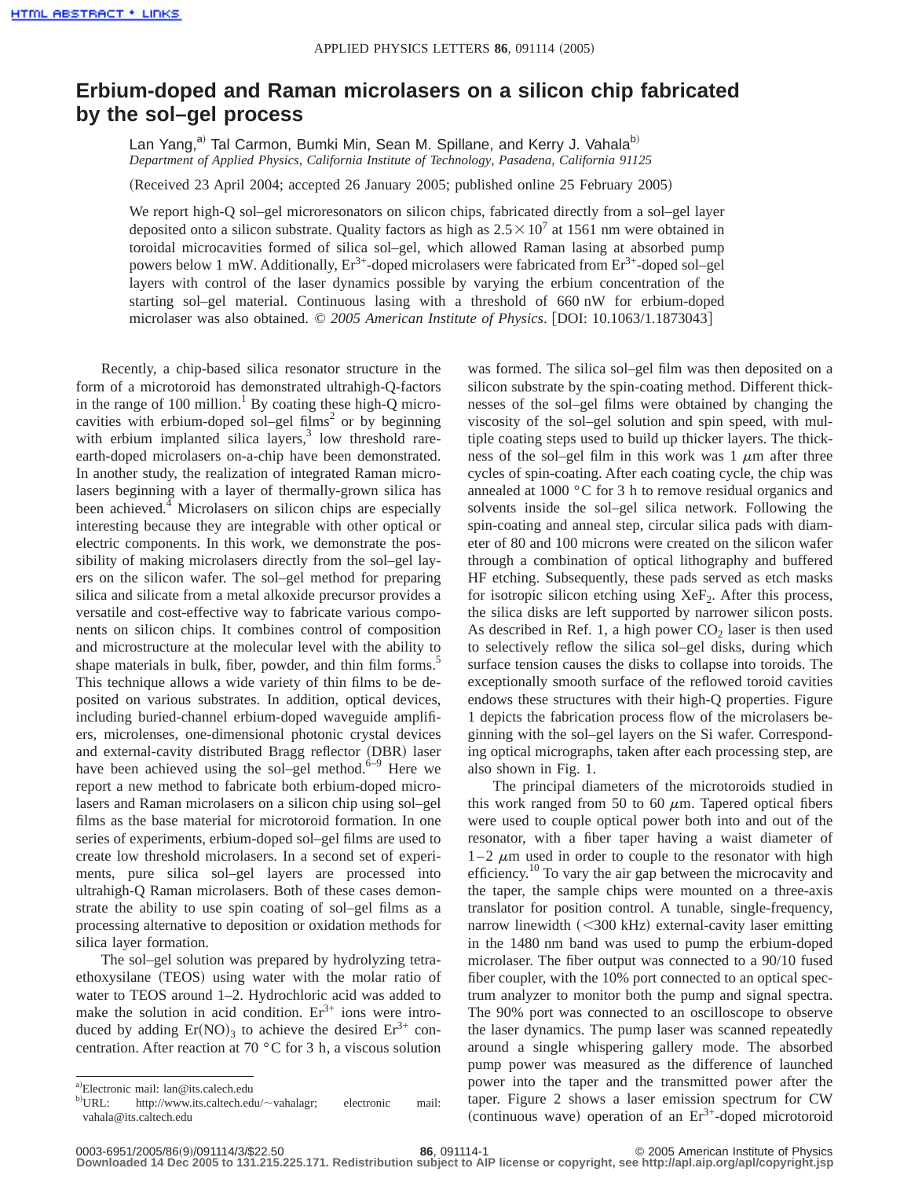# Erbium-doped and Raman microlasers on a silicon chip fabricated by the sol–gel process

Lan Yang,[a] Tal Carmon, Bumki Min, Sean M. Spillane, and Kerry J. Vahala[b]

*Department of Applied Physics, California Institute of Technology, Pasadena, California 91125*

(Received 23 April 2004; accepted 26 January 2005; published online 25 February 2005)

We report high-Q sol–gel microresonators on silicon chips, fabricated directly from a sol–gel layer deposited onto a silicon substrate. Quality factors as high as $2.5 \times 10^7$ at 1561 nm were obtained in toroidal microcavities formed of silica sol–gel, which allowed Raman lasing at absorbed pump powers below 1 mW. Additionally, $Er^{3+}$-doped microlasers were fabricated from $Er^{3+}$-doped sol–gel layers with control of the laser dynamics possible by varying the erbium concentration of the starting sol–gel material. Continuous lasing with a threshold of 660 nW for erbium-doped microlaser was also obtained. © *2005 American Institute of Physics*. [DOI: 10.1063/1.1873043]

Recently, a chip-based silica resonator structure in the form of a microtoroid has demonstrated ultrahigh-Q-factors in the range of 100 million.[1] By coating these high-Q microcavities with erbium-doped sol–gel films[2] or by beginning with erbium implanted silica layers,[3] low threshold rare-earth-doped microlasers on-a-chip have been demonstrated. In another study, the realization of integrated Raman microlasers beginning with a layer of thermally-grown silica has been achieved.[4] Microlasers on silicon chips are especially interesting because they are integrable with other optical or electric components. In this work, we demonstrate the possibility of making microlasers directly from the sol–gel layers on the silicon wafer. The sol–gel method for preparing silica and silicate from a metal alkoxide precursor provides a versatile and cost-effective way to fabricate various components on silicon chips. It combines control of composition and microstructure at the molecular level with the ability to shape materials in bulk, fiber, powder, and thin film forms.[5] This technique allows a wide variety of thin films to be deposited on various substrates. In addition, optical devices, including buried-channel erbium-doped waveguide amplifiers, microlenses, one-dimensional photonic crystal devices and external-cavity distributed Bragg reflector (DBR) laser have been achieved using the sol–gel method.[6–9] Here we report a new method to fabricate both erbium-doped microlasers and Raman microlasers on a silicon chip using sol–gel films as the base material for microtoroid formation. In one series of experiments, erbium-doped sol–gel films are used to create low threshold microlasers. In a second set of experiments, pure silica sol–gel layers are processed into ultrahigh-Q Raman microlasers. Both of these cases demonstrate the ability to use spin coating of sol–gel films as a processing alternative to deposition or oxidation methods for silica layer formation.

The sol–gel solution was prepared by hydrolyzing tetraethoxysilane (TEOS) using water with the molar ratio of water to TEOS around 1–2. Hydrochloric acid was added to make the solution in acid condition. $Er^{3+}$ ions were introduced by adding $Er(NO)_3$ to achieve the desired $Er^{3+}$ concentration. After reaction at 70 °C for 3 h, a viscous solution was formed. The silica sol–gel film was then deposited on a silicon substrate by the spin-coating method. Different thicknesses of the sol–gel films were obtained by changing the viscosity of the sol–gel solution and spin speed, with multiple coating steps used to build up thicker layers. The thickness of the sol–gel film in this work was 1 $\mu$m after three cycles of spin-coating. After each coating cycle, the chip was annealed at 1000 °C for 3 h to remove residual organics and solvents inside the sol–gel silica network. Following the spin-coating and anneal step, circular silica pads with diameter of 80 and 100 microns were created on the silicon wafer through a combination of optical lithography and buffered HF etching. Subsequently, these pads served as etch masks for isotropic silicon etching using $XeF_2$. After this process, the silica disks are left supported by narrower silicon posts. As described in Ref. 1, a high power $CO_2$ laser is then used to selectively reflow the silica sol–gel disks, during which surface tension causes the disks to collapse into toroids. The exceptionally smooth surface of the reflowed toroid cavities endows these structures with their high-Q properties. Figure 1 depicts the fabrication process flow of the microlasers beginning with the sol–gel layers on the Si wafer. Corresponding optical micrographs, taken after each processing step, are also shown in Fig. 1.

The principal diameters of the microtoroids studied in this work ranged from 50 to 60 $\mu$m. Tapered optical fibers were used to couple optical power both into and out of the resonator, with a fiber taper having a waist diameter of 1–2 $\mu$m used in order to couple to the resonator with high efficiency.[10] To vary the air gap between the microcavity and the taper, the sample chips were mounted on a three-axis translator for position control. A tunable, single-frequency, narrow linewidth (<300 kHz) external-cavity laser emitting in the 1480 nm band was used to pump the erbium-doped microlaser. The fiber output was connected to a 90/10 fused fiber coupler, with the 10% port connected to an optical spectrum analyzer to monitor both the pump and signal spectra. The 90% port was connected to an oscilloscope to observe the laser dynamics. The pump laser was scanned repeatedly around a single whispering gallery mode. The absorbed pump power was measured as the difference of launched power into the taper and the transmitted power after the taper. Figure 2 shows a laser emission spectrum for CW (continuous wave) operation of an $Er^{3+}$-doped microtoroid

[a]Electronic mail: lan@its.caltech.edu

[b]URL: http://www.its.caltech.edu/~vahalagr; electronic mail: vahala@its.caltech.edu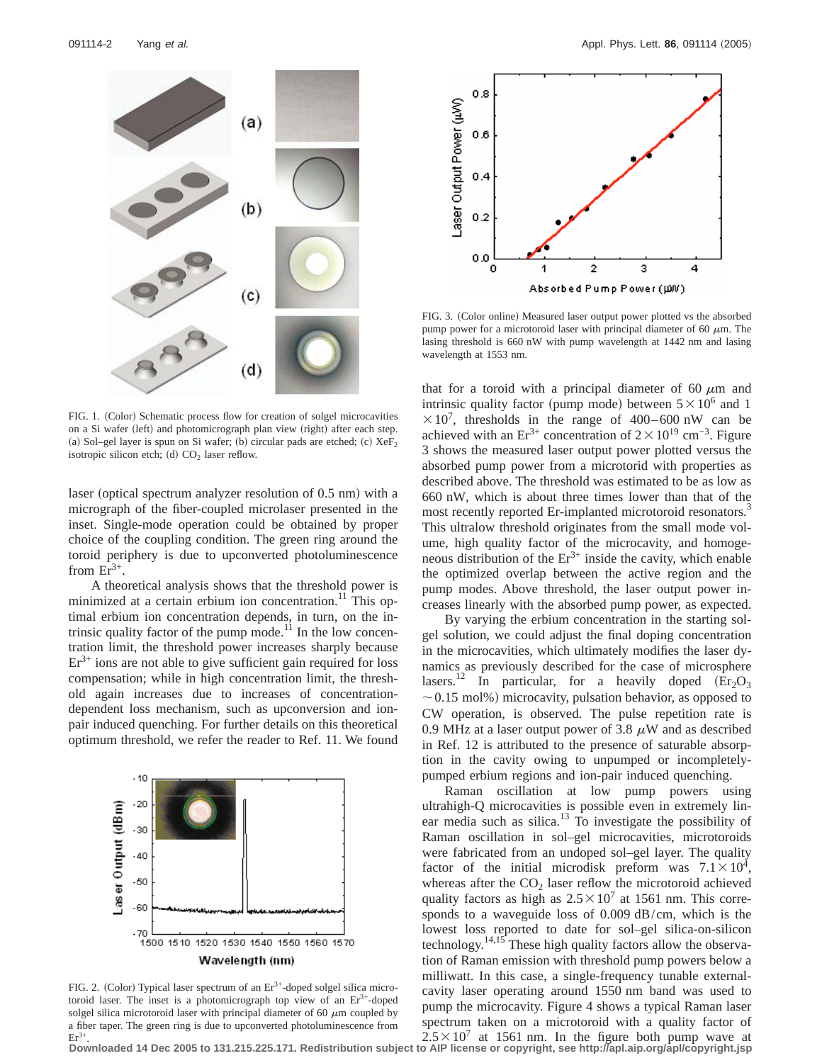FIG. 1. (Color) Schematic process flow for creation of solgel microcavities on a Si wafer (left) and photomicrograph plan view (right) after each step. (a) Sol–gel layer is spun on Si wafer; (b) circular pads are etched; (c) $XeF_2$ isotropic silicon etch; (d) $CO_2$ laser reflow.

laser (optical spectrum analyzer resolution of 0.5 nm) with a micrograph of the fiber-coupled microlaser presented in the inset. Single-mode operation could be obtained by proper choice of the coupling condition. The green ring around the toroid periphery is due to upconverted photoluminescence from $Er^{3+}$.

A theoretical analysis shows that the threshold power is minimized at a certain erbium ion concentration.[11] This optimal erbium concentration depends, in turn, on the intrinsic quality factor of the pump mode.[11] In the low concentration limit, the threshold power increases sharply because $Er^{3+}$ ions are not able to give sufficient gain required for loss compensation; while in high concentration limit, the threshold again increases due to increases of concentration-dependent loss mechanism, such as upconversion and ion-pair induced quenching. For further details on this theoretical optimum threshold, we refer the reader to Ref. 11. We found that for a toroid with a principal diameter of 60 $\mu$m and intrinsic quality factor (pump mode) between $5\times10^6$ and $1\times10^7$, thresholds in the range of 400–600 nW can be achieved with an $Er^{3+}$ concentration of $2\times10^{19}$ cm$^{-3}$. Figure 3 shows the measured laser output power plotted versus the absorbed pump power from a microtorid with properties as described above. The threshold was estimated to be as low as 660 nW, which is about three times lower than that of the most recently reported Er-implanted microtoroid resonators.[3] This ultralow threshold originates from the small mode volume, high quality factor of the microcavity, and homogeneous distribution of the $Er^{3+}$ inside the cavity, which enable the optimized overlap between the active region and the pump modes. Above threshold, the laser output power increases linearly with the absorbed pump power, as expected.

FIG. 2. (Color) Typical laser spectrum of an $Er^{3+}$-doped solgel silica microtoroid laser. The inset is a photomicrograph top view of an $Er^{3+}$-doped solgel silica microtoroid laser with principal diameter of 60 $\mu$m coupled by a fiber taper. The green ring is due to upconverted photoluminescence from $Er^{3+}$.

FIG. 3. (Color online) Measured laser output power plotted vs the absorbed pump power for a microtoroid laser with principal diameter of 60 $\mu$m. The lasing threshold is 660 nW with pump wavelength at 1442 nm and lasing wavelength at 1553 nm.

By varying the erbium concentration in the starting solgel solution, we could adjust the final doping concentration in the microcavities, which ultimately modifies the laser dynamics as previously described for the case of microsphere lasers.[12] In particular, for a heavily doped ($Er_2O_3$ $\sim$0.15 mol%) microcavity, pulsation behavior, as opposed to CW operation, is observed. The pulse repetition rate is 0.9 MHz at a laser output power of 3.8 $\mu$W and as described in Ref. 12 is attributed to the presence of saturable absorption in the cavity owing to unpumped or incompletely-pumped erbium regions and ion-pair induced quenching.

Raman oscillation at low pump powers using ultrahigh-Q microcavities is possible even in extremely linear media such as silica.[13] To investigate the possibility of Raman oscillation in sol–gel microcavities, microtoroids were fabricated from an undoped sol–gel layer. The quality factor of the initial microdisk preform was $7.1\times10^4$, whereas after the $CO_2$ laser reflow the microtoroid achieved quality factors as high as $2.5\times10^7$ at 1561 nm. This corresponds to a waveguide loss of 0.009 dB/cm, which is the lowest loss reported to date for sol–gel silica-on-silicon technology.[14,15] These high quality factors allow the observation of Raman emission with threshold pump powers below a milliwatt. In this case, a single-frequency tunable external-cavity laser operating around 1550 nm band was used to pump the microcavity. Figure 4 shows a typical Raman laser spectrum taken on a microtoroid with a quality factor of $2.5\times10^7$ at 1561 nm. In the figure both pump wave at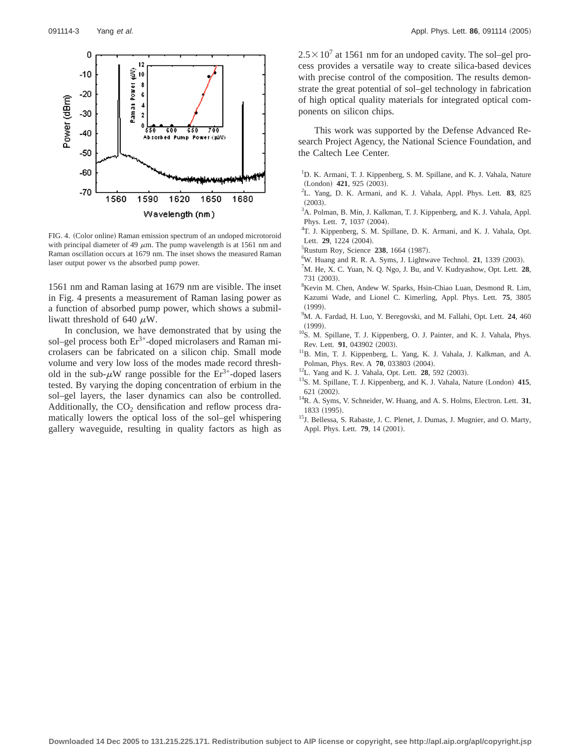0
-10
-20
-30
-40
-50
-60
-70

Power (dBm)

1560 1590 1620 1650 1680

Wavelength (nm)

Raman Power (μW)

12
10
8
6
4
2
0

550 600 650 700

Absorbed Pump Power (μW)

FIG. 4. (Color online) Raman emission spectrum of an undoped microtoroid with principal diameter of 49 $\mu$m. The pump wavelength is at 1561 nm and Raman oscillation occurs at 1679 nm. The inset shows the measured Raman laser output power vs the absorbed pump power.

1561 nm and Raman lasing at 1679 nm are visible. The inset in Fig. 4 presents a measurement of Raman lasing power as a function of absorbed pump power, which shows a submilliwatt threshold of 640 $\mu$W.

In conclusion, we have demonstrated that by using the sol–gel process both $Er^{3+}$-doped microlasers and Raman microlasers can be fabricated on a silicon chip. Small mode volume and very low loss of the modes made record threshold in the sub-$\mu$W range possible for the $Er^{3+}$-doped lasers tested. By varying the doping concentration of erbium in the sol–gel layers, the laser dynamics can also be controlled. Additionally, the $CO_2$ densification and reflow process dramatically lowers the optical loss of the sol–gel whispering gallery waveguide, resulting in quality factors as high as $2.5 \times 10^7$ at 1561 nm for an undoped cavity. The sol–gel process provides a versatile way to create silica-based devices with precise control of the composition. The results demonstrate the great potential of sol–gel technology in fabrication of high optical quality materials for integrated optical components on silicon chips.

This work was supported by the Defense Advanced Research Project Agency, the National Science Foundation, and the Caltech Lee Center.

[1] D. K. Armani, T. J. Kippenberg, S. M. Spillane, and K. J. Vahala, Nature (London) **421**, 925 (2003).

[2] L. Yang, D. K. Armani, and K. J. Vahala, Appl. Phys. Lett. **83**, 825 (2003).

[3] A. Polman, B. Min, J. Kalkman, T. J. Kippenberg, and K. J. Vahala, Appl. Phys. Lett. **7**, 1037 (2004).

[4] T. J. Kippenberg, S. M. Spillane, D. K. Armani, and K. J. Vahala, Opt. Lett. **29**, 1224 (2004).

[5] Rustum Roy, Science **238**, 1664 (1987).

[6] W. Huang and R. R. A. Syms, J. Lightwave Technol. **21**, 1339 (2003).

[7] M. He, X. C. Yuan, N. Q. Ngo, J. Bu, and V. Kudryashow, Opt. Lett. **28**, 731 (2003).

[8] Kevin M. Chen, Andew W. Sparks, Hsin-Chiao Luan, Desmond R. Lim, Kazumi Wade, and Lionel C. Kimerling, Appl. Phys. Lett. **75**, 3805 (1999).

[9] M. A. Fardad, H. Luo, Y. Beregovski, and M. Fallahi, Opt. Lett. **24**, 460 (1999).

[10] S. M. Spillane, T. J. Kippenberg, O. J. Painter, and K. J. Vahala, Phys. Rev. Lett. **91**, 043902 (2003).

[11] B. Min, T. J. Kippenberg, L. Yang, K. J. Vahala, J. Kalkman, and A. Polman, Phys. Rev. A **70**, 033803 (2004).

[12] L. Yang and K. J. Vahala, Opt. Lett. **28**, 592 (2003).

[13] S. M. Spillane, T. J. Kippenberg, and K. J. Vahala, Nature (London) **415**, 621 (2002).

[14] R. A. Syms, V. Schneider, W. Huang, and A. S. Holms, Electron. Lett. **31**, 1833 (1995).

[15] J. Bellessa, S. Rabaste, J. C. Plenet, J. Dumas, J. Mugnier, and O. Marty, Appl. Phys. Lett. **79**, 14 (2001).